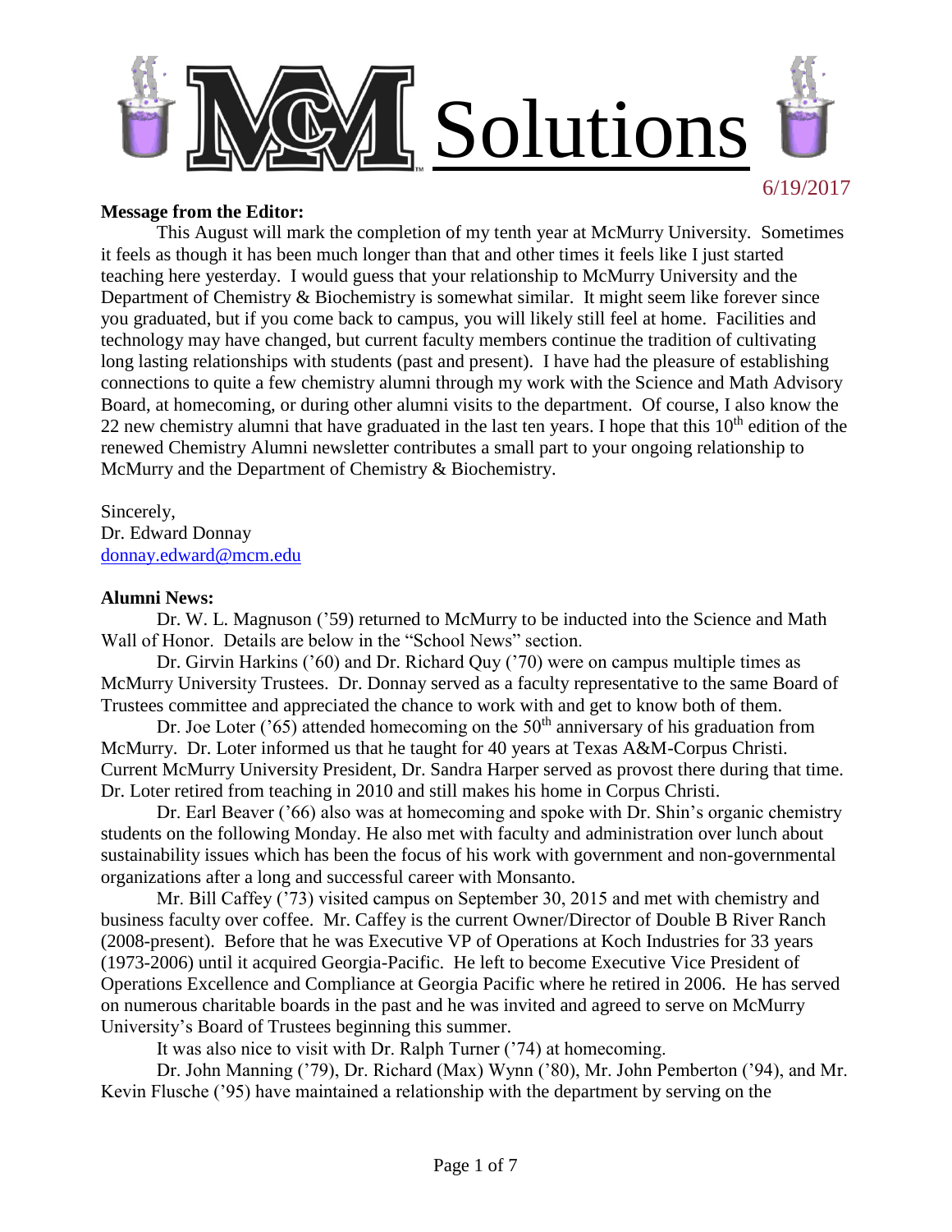# MCM Solutions

6/19/2017

**Message from the Editor:**

This August will mark the completion of my tenth year at McMurry University. Sometimes it feels as though it has been much longer than that and other times it feels like I just started teaching here yesterday. I would guess that your relationship to McMurry University and the Department of Chemistry & Biochemistry is somewhat similar. It might seem like forever since you graduated, but if you come back to campus, you will likely still feel at home. Facilities and technology may have changed, but current faculty members continue the tradition of cultivating long lasting relationships with students (past and present). I have had the pleasure of establishing connections to quite a few chemistry alumni through my work with the Science and Math Advisory Board, at homecoming, or during other alumni visits to the department. Of course, I also know the 22 new chemistry alumni that have graduated in the last ten years. I hope that this 10th edition of the renewed Chemistry Alumni newsletter contributes a small part to your ongoing relationship to McMurry and the Department of Chemistry & Biochemistry.

Sincerely,
Dr. Edward Donnay
donnay.edward@mcm.edu

**Alumni News:**

Dr. W. L. Magnuson ('59) returned to McMurry to be inducted into the Science and Math Wall of Honor. Details are below in the "School News" section.

Dr. Girvin Harkins ('60) and Dr. Richard Quy ('70) were on campus multiple times as McMurry University Trustees. Dr. Donnay served as a faculty representative to the same Board of Trustees committee and appreciated the chance to work with and get to know both of them.

Dr. Joe Loter ('65) attended homecoming on the 50th anniversary of his graduation from McMurry. Dr. Loter informed us that he taught for 40 years at Texas A&M-Corpus Christi. Current McMurry University President, Dr. Sandra Harper served as provost there during that time. Dr. Loter retired from teaching in 2010 and still makes his home in Corpus Christi.

Dr. Earl Beaver ('66) also was at homecoming and spoke with Dr. Shin's organic chemistry students on the following Monday. He also met with faculty and administration over lunch about sustainability issues which has been the focus of his work with government and non-governmental organizations after a long and successful career with Monsanto.

Mr. Bill Caffey ('73) visited campus on September 30, 2015 and met with chemistry and business faculty over coffee. Mr. Caffey is the current Owner/Director of Double B River Ranch (2008-present). Before that he was Executive VP of Operations at Koch Industries for 33 years (1973-2006) until it acquired Georgia-Pacific. He left to become Executive Vice President of Operations Excellence and Compliance at Georgia Pacific where he retired in 2006. He has served on numerous charitable boards in the past and he was invited and agreed to serve on McMurry University's Board of Trustees beginning this summer.

It was also nice to visit with Dr. Ralph Turner ('74) at homecoming.

Dr. John Manning ('79), Dr. Richard (Max) Wynn ('80), Mr. John Pemberton ('94), and Mr. Kevin Flusche ('95) have maintained a relationship with the department by serving on the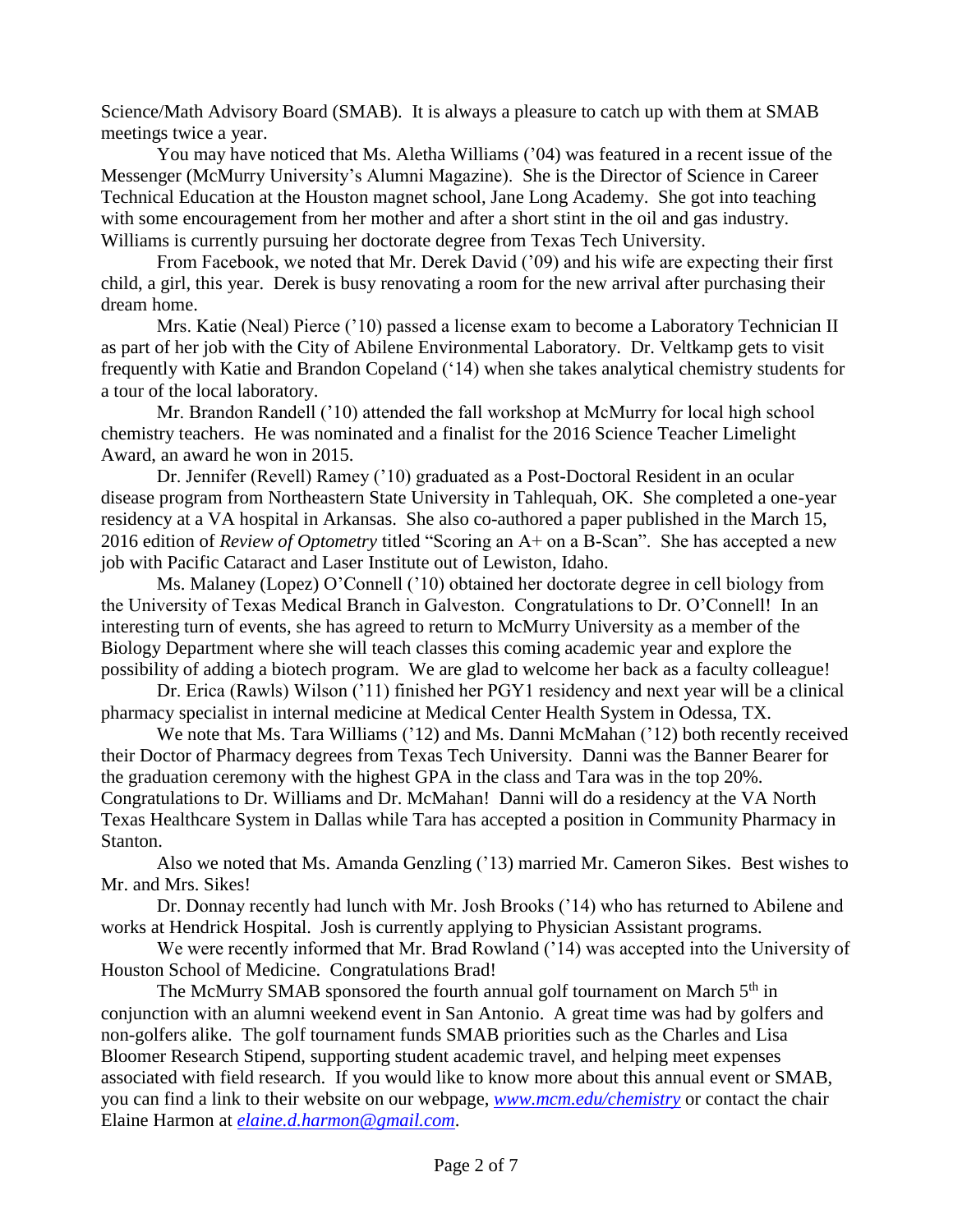Science/Math Advisory Board (SMAB). It is always a pleasure to catch up with them at SMAB meetings twice a year.

You may have noticed that Ms. Aletha Williams ('04) was featured in a recent issue of the Messenger (McMurry University's Alumni Magazine). She is the Director of Science in Career Technical Education at the Houston magnet school, Jane Long Academy. She got into teaching with some encouragement from her mother and after a short stint in the oil and gas industry. Williams is currently pursuing her doctorate degree from Texas Tech University.

From Facebook, we noted that Mr. Derek David ('09) and his wife are expecting their first child, a girl, this year. Derek is busy renovating a room for the new arrival after purchasing their dream home.

Mrs. Katie (Neal) Pierce ('10) passed a license exam to become a Laboratory Technician II as part of her job with the City of Abilene Environmental Laboratory. Dr. Veltkamp gets to visit frequently with Katie and Brandon Copeland ('14) when she takes analytical chemistry students for a tour of the local laboratory.

Mr. Brandon Randell ('10) attended the fall workshop at McMurry for local high school chemistry teachers. He was nominated and a finalist for the 2016 Science Teacher Limelight Award, an award he won in 2015.

Dr. Jennifer (Revell) Ramey ('10) graduated as a Post-Doctoral Resident in an ocular disease program from Northeastern State University in Tahlequah, OK. She completed a one-year residency at a VA hospital in Arkansas. She also co-authored a paper published in the March 15, 2016 edition of *Review of Optometry* titled "Scoring an A+ on a B-Scan". She has accepted a new job with Pacific Cataract and Laser Institute out of Lewiston, Idaho.

Ms. Malaney (Lopez) O'Connell ('10) obtained her doctorate degree in cell biology from the University of Texas Medical Branch in Galveston. Congratulations to Dr. O'Connell! In an interesting turn of events, she has agreed to return to McMurry University as a member of the Biology Department where she will teach classes this coming academic year and explore the possibility of adding a biotech program. We are glad to welcome her back as a faculty colleague!

Dr. Erica (Rawls) Wilson ('11) finished her PGY1 residency and next year will be a clinical pharmacy specialist in internal medicine at Medical Center Health System in Odessa, TX.

We note that Ms. Tara Williams ('12) and Ms. Danni McMahan ('12) both recently received their Doctor of Pharmacy degrees from Texas Tech University. Danni was the Banner Bearer for the graduation ceremony with the highest GPA in the class and Tara was in the top 20%. Congratulations to Dr. Williams and Dr. McMahan! Danni will do a residency at the VA North Texas Healthcare System in Dallas while Tara has accepted a position in Community Pharmacy in Stanton.

Also we noted that Ms. Amanda Genzling ('13) married Mr. Cameron Sikes. Best wishes to Mr. and Mrs. Sikes!

Dr. Donnay recently had lunch with Mr. Josh Brooks ('14) who has returned to Abilene and works at Hendrick Hospital. Josh is currently applying to Physician Assistant programs.

We were recently informed that Mr. Brad Rowland ('14) was accepted into the University of Houston School of Medicine. Congratulations Brad!

The McMurry SMAB sponsored the fourth annual golf tournament on March 5th in conjunction with an alumni weekend event in San Antonio. A great time was had by golfers and non-golfers alike. The golf tournament funds SMAB priorities such as the Charles and Lisa Bloomer Research Stipend, supporting student academic travel, and helping meet expenses associated with field research. If you would like to know more about this annual event or SMAB, you can find a link to their website on our webpage, *www.mcm.edu/chemistry* or contact the chair Elaine Harmon at *elaine.d.harmon@gmail.com*.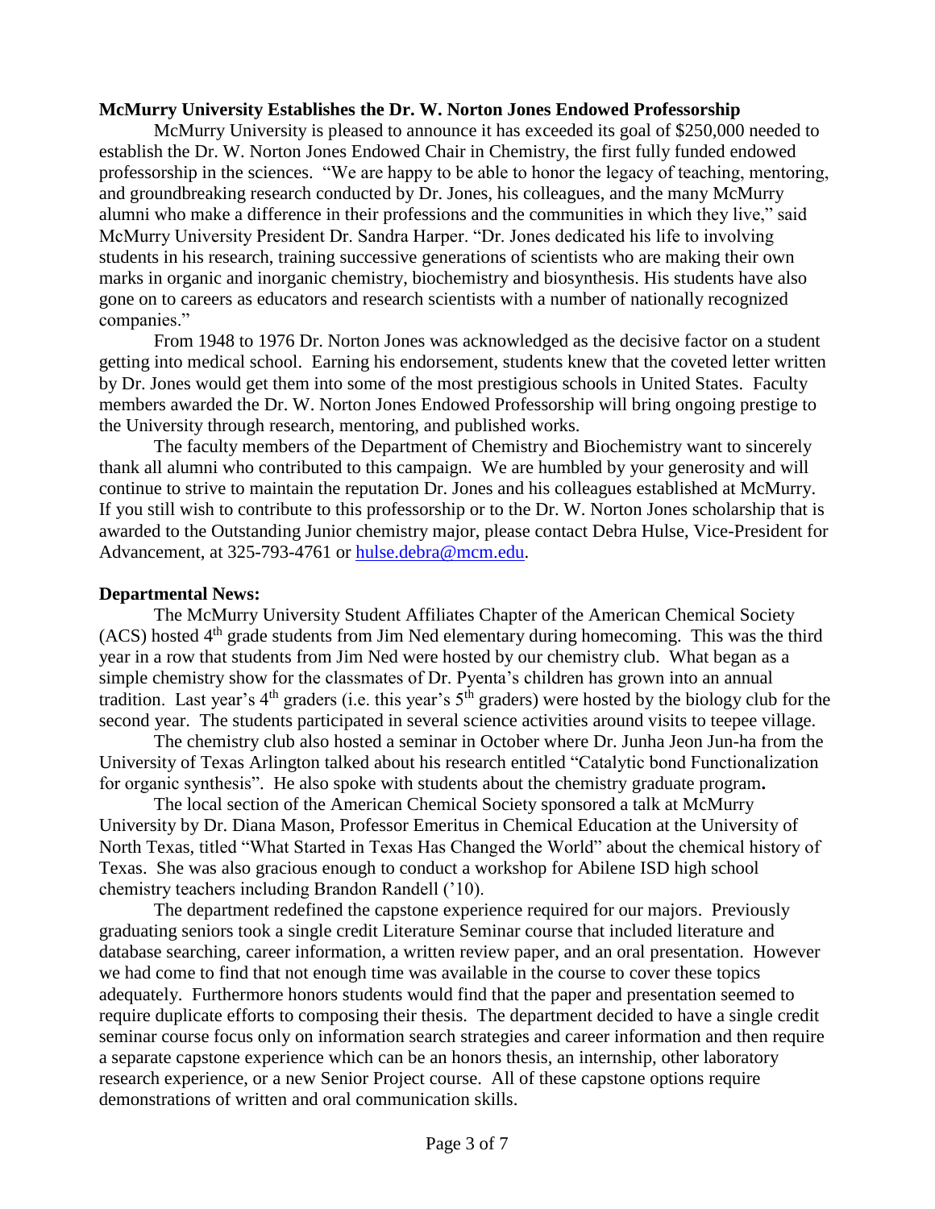**McMurry University Establishes the Dr. W. Norton Jones Endowed Professorship**

McMurry University is pleased to announce it has exceeded its goal of $250,000 needed to establish the Dr. W. Norton Jones Endowed Chair in Chemistry, the first fully funded endowed professorship in the sciences. "We are happy to be able to honor the legacy of teaching, mentoring, and groundbreaking research conducted by Dr. Jones, his colleagues, and the many McMurry alumni who make a difference in their professions and the communities in which they live," said McMurry University President Dr. Sandra Harper. "Dr. Jones dedicated his life to involving students in his research, training successive generations of scientists who are making their own marks in organic and inorganic chemistry, biochemistry and biosynthesis. His students have also gone on to careers as educators and research scientists with a number of nationally recognized companies."

From 1948 to 1976 Dr. Norton Jones was acknowledged as the decisive factor on a student getting into medical school. Earning his endorsement, students knew that the coveted letter written by Dr. Jones would get them into some of the most prestigious schools in United States. Faculty members awarded the Dr. W. Norton Jones Endowed Professorship will bring ongoing prestige to the University through research, mentoring, and published works.

The faculty members of the Department of Chemistry and Biochemistry want to sincerely thank all alumni who contributed to this campaign. We are humbled by your generosity and will continue to strive to maintain the reputation Dr. Jones and his colleagues established at McMurry. If you still wish to contribute to this professorship or to the Dr. W. Norton Jones scholarship that is awarded to the Outstanding Junior chemistry major, please contact Debra Hulse, Vice-President for Advancement, at 325-793-4761 or hulse.debra@mcm.edu.

**Departmental News:**

The McMurry University Student Affiliates Chapter of the American Chemical Society (ACS) hosted 4th grade students from Jim Ned elementary during homecoming. This was the third year in a row that students from Jim Ned were hosted by our chemistry club. What began as a simple chemistry show for the classmates of Dr. Pyenta's children has grown into an annual tradition. Last year's 4th graders (i.e. this year's 5th graders) were hosted by the biology club for the second year. The students participated in several science activities around visits to teepee village.

The chemistry club also hosted a seminar in October where Dr. Junha Jeon Jun-ha from the University of Texas Arlington talked about his research entitled "Catalytic bond Functionalization for organic synthesis". He also spoke with students about the chemistry graduate program**.**

The local section of the American Chemical Society sponsored a talk at McMurry University by Dr. Diana Mason, Professor Emeritus in Chemical Education at the University of North Texas, titled "What Started in Texas Has Changed the World" about the chemical history of Texas. She was also gracious enough to conduct a workshop for Abilene ISD high school chemistry teachers including Brandon Randell ('10).

The department redefined the capstone experience required for our majors. Previously graduating seniors took a single credit Literature Seminar course that included literature and database searching, career information, a written review paper, and an oral presentation. However we had come to find that not enough time was available in the course to cover these topics adequately. Furthermore honors students would find that the paper and presentation seemed to require duplicate efforts to composing their thesis. The department decided to have a single credit seminar course focus only on information search strategies and career information and then require a separate capstone experience which can be an honors thesis, an internship, other laboratory research experience, or a new Senior Project course. All of these capstone options require demonstrations of written and oral communication skills.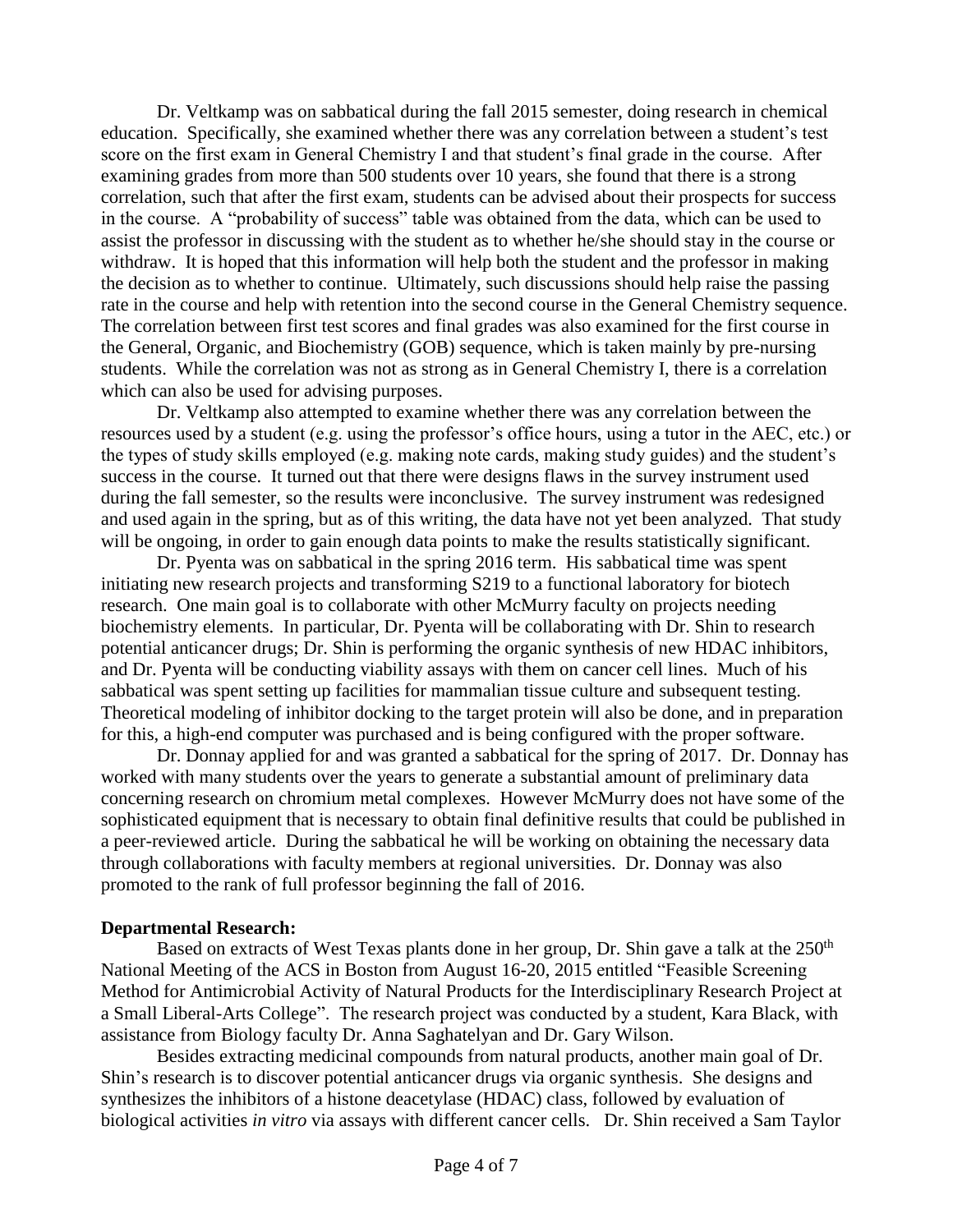Dr. Veltkamp was on sabbatical during the fall 2015 semester, doing research in chemical education. Specifically, she examined whether there was any correlation between a student's test score on the first exam in General Chemistry I and that student's final grade in the course. After examining grades from more than 500 students over 10 years, she found that there is a strong correlation, such that after the first exam, students can be advised about their prospects for success in the course. A "probability of success" table was obtained from the data, which can be used to assist the professor in discussing with the student as to whether he/she should stay in the course or withdraw. It is hoped that this information will help both the student and the professor in making the decision as to whether to continue. Ultimately, such discussions should help raise the passing rate in the course and help with retention into the second course in the General Chemistry sequence. The correlation between first test scores and final grades was also examined for the first course in the General, Organic, and Biochemistry (GOB) sequence, which is taken mainly by pre-nursing students. While the correlation was not as strong as in General Chemistry I, there is a correlation which can also be used for advising purposes.

Dr. Veltkamp also attempted to examine whether there was any correlation between the resources used by a student (e.g. using the professor's office hours, using a tutor in the AEC, etc.) or the types of study skills employed (e.g. making note cards, making study guides) and the student's success in the course. It turned out that there were designs flaws in the survey instrument used during the fall semester, so the results were inconclusive. The survey instrument was redesigned and used again in the spring, but as of this writing, the data have not yet been analyzed. That study will be ongoing, in order to gain enough data points to make the results statistically significant.

Dr. Pyenta was on sabbatical in the spring 2016 term. His sabbatical time was spent initiating new research projects and transforming S219 to a functional laboratory for biotech research. One main goal is to collaborate with other McMurry faculty on projects needing biochemistry elements. In particular, Dr. Pyenta will be collaborating with Dr. Shin to research potential anticancer drugs; Dr. Shin is performing the organic synthesis of new HDAC inhibitors, and Dr. Pyenta will be conducting viability assays with them on cancer cell lines. Much of his sabbatical was spent setting up facilities for mammalian tissue culture and subsequent testing. Theoretical modeling of inhibitor docking to the target protein will also be done, and in preparation for this, a high-end computer was purchased and is being configured with the proper software.

Dr. Donnay applied for and was granted a sabbatical for the spring of 2017. Dr. Donnay has worked with many students over the years to generate a substantial amount of preliminary data concerning research on chromium metal complexes. However McMurry does not have some of the sophisticated equipment that is necessary to obtain final definitive results that could be published in a peer-reviewed article. During the sabbatical he will be working on obtaining the necessary data through collaborations with faculty members at regional universities. Dr. Donnay was also promoted to the rank of full professor beginning the fall of 2016.

**Departmental Research:**

Based on extracts of West Texas plants done in her group, Dr. Shin gave a talk at the 250th National Meeting of the ACS in Boston from August 16-20, 2015 entitled "Feasible Screening Method for Antimicrobial Activity of Natural Products for the Interdisciplinary Research Project at a Small Liberal-Arts College". The research project was conducted by a student, Kara Black, with assistance from Biology faculty Dr. Anna Saghatelyan and Dr. Gary Wilson.

Besides extracting medicinal compounds from natural products, another main goal of Dr. Shin's research is to discover potential anticancer drugs via organic synthesis. She designs and synthesizes the inhibitors of a histone deacetylase (HDAC) class, followed by evaluation of biological activities *in vitro* via assays with different cancer cells. Dr. Shin received a Sam Taylor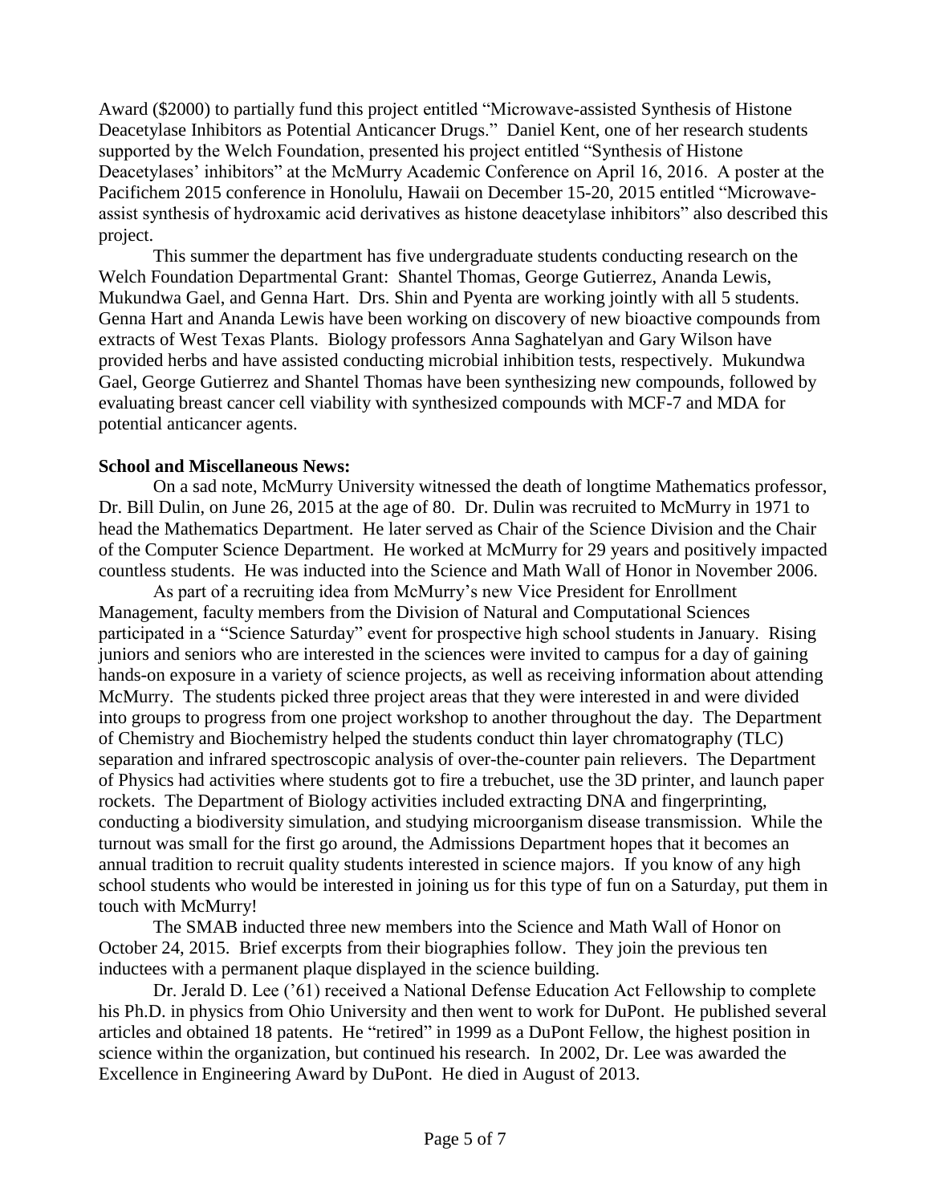Award ($2000) to partially fund this project entitled "Microwave-assisted Synthesis of Histone Deacetylase Inhibitors as Potential Anticancer Drugs." Daniel Kent, one of her research students supported by the Welch Foundation, presented his project entitled "Synthesis of Histone Deacetylases' inhibitors" at the McMurry Academic Conference on April 16, 2016. A poster at the Pacifichem 2015 conference in Honolulu, Hawaii on December 15-20, 2015 entitled "Microwave-assist synthesis of hydroxamic acid derivatives as histone deacetylase inhibitors" also described this project.

This summer the department has five undergraduate students conducting research on the Welch Foundation Departmental Grant: Shantel Thomas, George Gutierrez, Ananda Lewis, Mukundwa Gael, and Genna Hart. Drs. Shin and Pyenta are working jointly with all 5 students. Genna Hart and Ananda Lewis have been working on discovery of new bioactive compounds from extracts of West Texas Plants. Biology professors Anna Saghatelyan and Gary Wilson have provided herbs and have assisted conducting microbial inhibition tests, respectively. Mukundwa Gael, George Gutierrez and Shantel Thomas have been synthesizing new compounds, followed by evaluating breast cancer cell viability with synthesized compounds with MCF-7 and MDA for potential anticancer agents.

**School and Miscellaneous News:**

On a sad note, McMurry University witnessed the death of longtime Mathematics professor, Dr. Bill Dulin, on June 26, 2015 at the age of 80. Dr. Dulin was recruited to McMurry in 1971 to head the Mathematics Department. He later served as Chair of the Science Division and the Chair of the Computer Science Department. He worked at McMurry for 29 years and positively impacted countless students. He was inducted into the Science and Math Wall of Honor in November 2006.

As part of a recruiting idea from McMurry's new Vice President for Enrollment Management, faculty members from the Division of Natural and Computational Sciences participated in a "Science Saturday" event for prospective high school students in January. Rising juniors and seniors who are interested in the sciences were invited to campus for a day of gaining hands-on exposure in a variety of science projects, as well as receiving information about attending McMurry. The students picked three project areas that they were interested in and were divided into groups to progress from one project workshop to another throughout the day. The Department of Chemistry and Biochemistry helped the students conduct thin layer chromatography (TLC) separation and infrared spectroscopic analysis of over-the-counter pain relievers. The Department of Physics had activities where students got to fire a trebuchet, use the 3D printer, and launch paper rockets. The Department of Biology activities included extracting DNA and fingerprinting, conducting a biodiversity simulation, and studying microorganism disease transmission. While the turnout was small for the first go around, the Admissions Department hopes that it becomes an annual tradition to recruit quality students interested in science majors. If you know of any high school students who would be interested in joining us for this type of fun on a Saturday, put them in touch with McMurry!

The SMAB inducted three new members into the Science and Math Wall of Honor on October 24, 2015. Brief excerpts from their biographies follow. They join the previous ten inductees with a permanent plaque displayed in the science building.

Dr. Jerald D. Lee ('61) received a National Defense Education Act Fellowship to complete his Ph.D. in physics from Ohio University and then went to work for DuPont. He published several articles and obtained 18 patents. He "retired" in 1999 as a DuPont Fellow, the highest position in science within the organization, but continued his research. In 2002, Dr. Lee was awarded the Excellence in Engineering Award by DuPont. He died in August of 2013.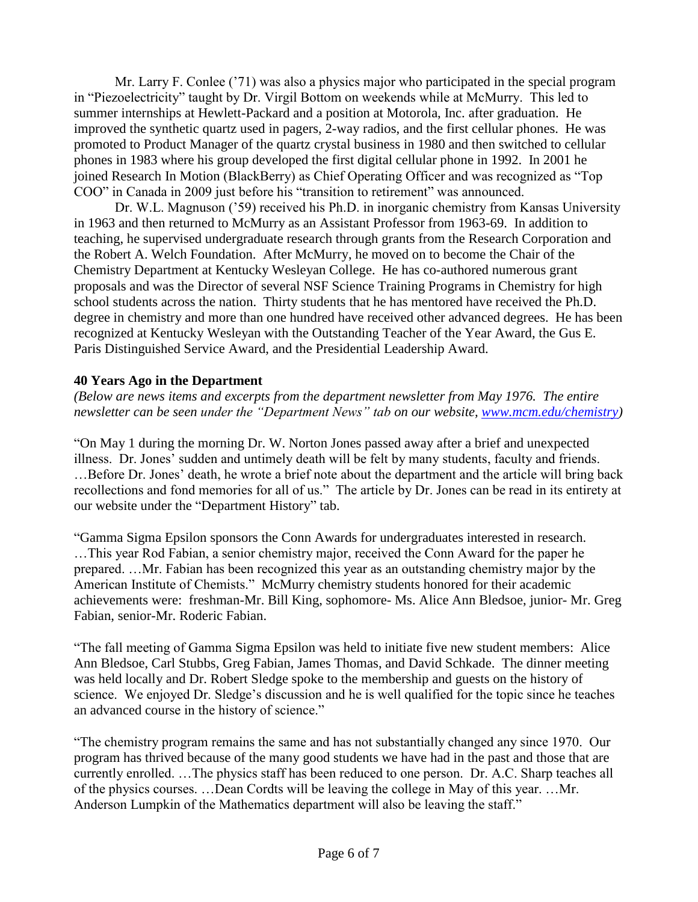Mr. Larry F. Conlee ('71) was also a physics major who participated in the special program in "Piezoelectricity" taught by Dr. Virgil Bottom on weekends while at McMurry. This led to summer internships at Hewlett-Packard and a position at Motorola, Inc. after graduation. He improved the synthetic quartz used in pagers, 2-way radios, and the first cellular phones. He was promoted to Product Manager of the quartz crystal business in 1980 and then switched to cellular phones in 1983 where his group developed the first digital cellular phone in 1992. In 2001 he joined Research In Motion (BlackBerry) as Chief Operating Officer and was recognized as "Top COO" in Canada in 2009 just before his "transition to retirement" was announced.

Dr. W.L. Magnuson ('59) received his Ph.D. in inorganic chemistry from Kansas University in 1963 and then returned to McMurry as an Assistant Professor from 1963-69. In addition to teaching, he supervised undergraduate research through grants from the Research Corporation and the Robert A. Welch Foundation. After McMurry, he moved on to become the Chair of the Chemistry Department at Kentucky Wesleyan College. He has co-authored numerous grant proposals and was the Director of several NSF Science Training Programs in Chemistry for high school students across the nation. Thirty students that he has mentored have received the Ph.D. degree in chemistry and more than one hundred have received other advanced degrees. He has been recognized at Kentucky Wesleyan with the Outstanding Teacher of the Year Award, the Gus E. Paris Distinguished Service Award, and the Presidential Leadership Award.

**40 Years Ago in the Department**

*(Below are news items and excerpts from the department newsletter from May 1976. The entire newsletter can be seen under the "Department News" tab on our website, [www.mcm.edu/chemistry](www.mcm.edu/chemistry))*

"On May 1 during the morning Dr. W. Norton Jones passed away after a brief and unexpected illness. Dr. Jones' sudden and untimely death will be felt by many students, faculty and friends. …Before Dr. Jones' death, he wrote a brief note about the department and the article will bring back recollections and fond memories for all of us." The article by Dr. Jones can be read in its entirety at our website under the "Department History" tab.

"Gamma Sigma Epsilon sponsors the Conn Awards for undergraduates interested in research. …This year Rod Fabian, a senior chemistry major, received the Conn Award for the paper he prepared. …Mr. Fabian has been recognized this year as an outstanding chemistry major by the American Institute of Chemists." McMurry chemistry students honored for their academic achievements were: freshman-Mr. Bill King, sophomore- Ms. Alice Ann Bledsoe, junior- Mr. Greg Fabian, senior-Mr. Roderic Fabian.

"The fall meeting of Gamma Sigma Epsilon was held to initiate five new student members: Alice Ann Bledsoe, Carl Stubbs, Greg Fabian, James Thomas, and David Schkade. The dinner meeting was held locally and Dr. Robert Sledge spoke to the membership and guests on the history of science. We enjoyed Dr. Sledge's discussion and he is well qualified for the topic since he teaches an advanced course in the history of science."

"The chemistry program remains the same and has not substantially changed any since 1970. Our program has thrived because of the many good students we have had in the past and those that are currently enrolled. …The physics staff has been reduced to one person. Dr. A.C. Sharp teaches all of the physics courses. …Dean Cordts will be leaving the college in May of this year. …Mr. Anderson Lumpkin of the Mathematics department will also be leaving the staff."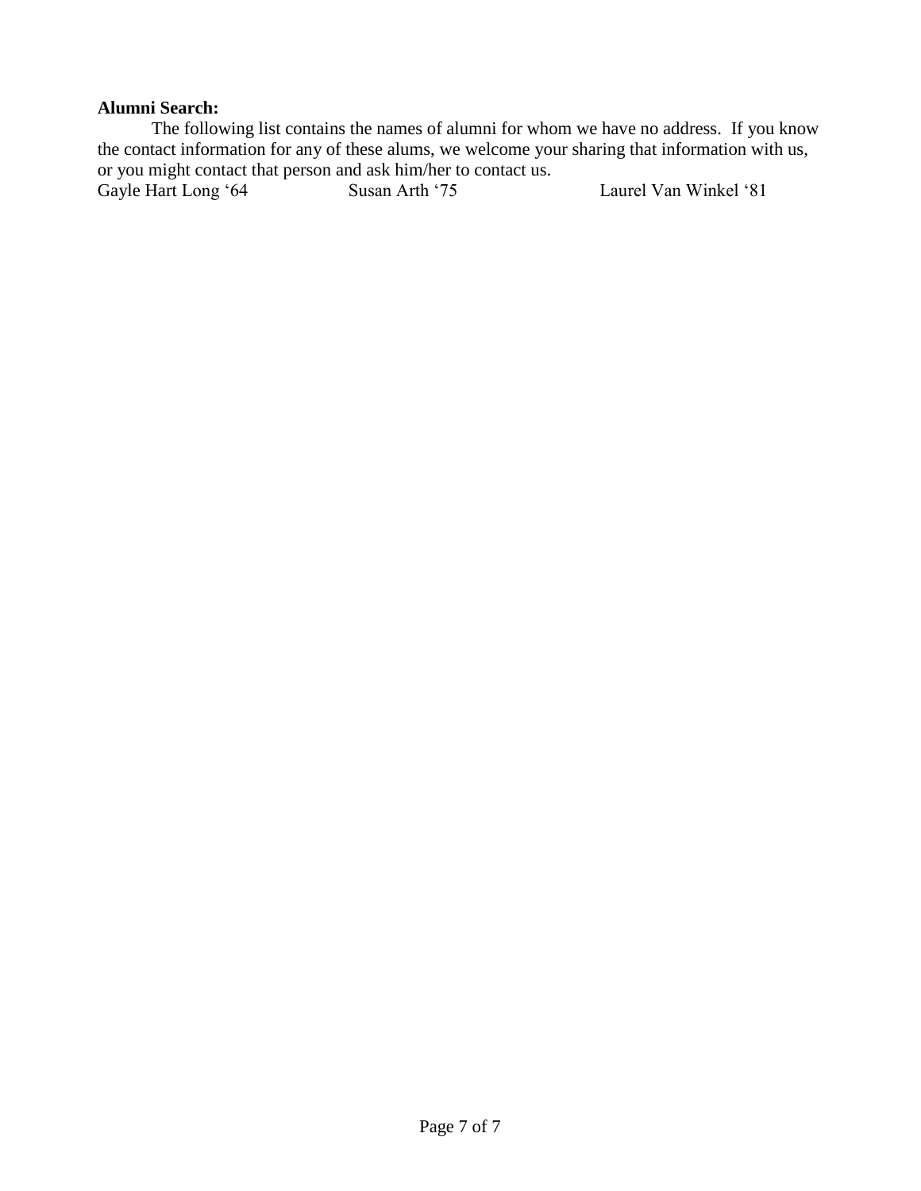**Alumni Search:**

The following list contains the names of alumni for whom we have no address. If you know the contact information for any of these alums, we welcome your sharing that information with us, or you might contact that person and ask him/her to contact us.

| | | |
|---|---|---|
| Gayle Hart Long '64 | Susan Arth '75 | Laurel Van Winkel '81 |